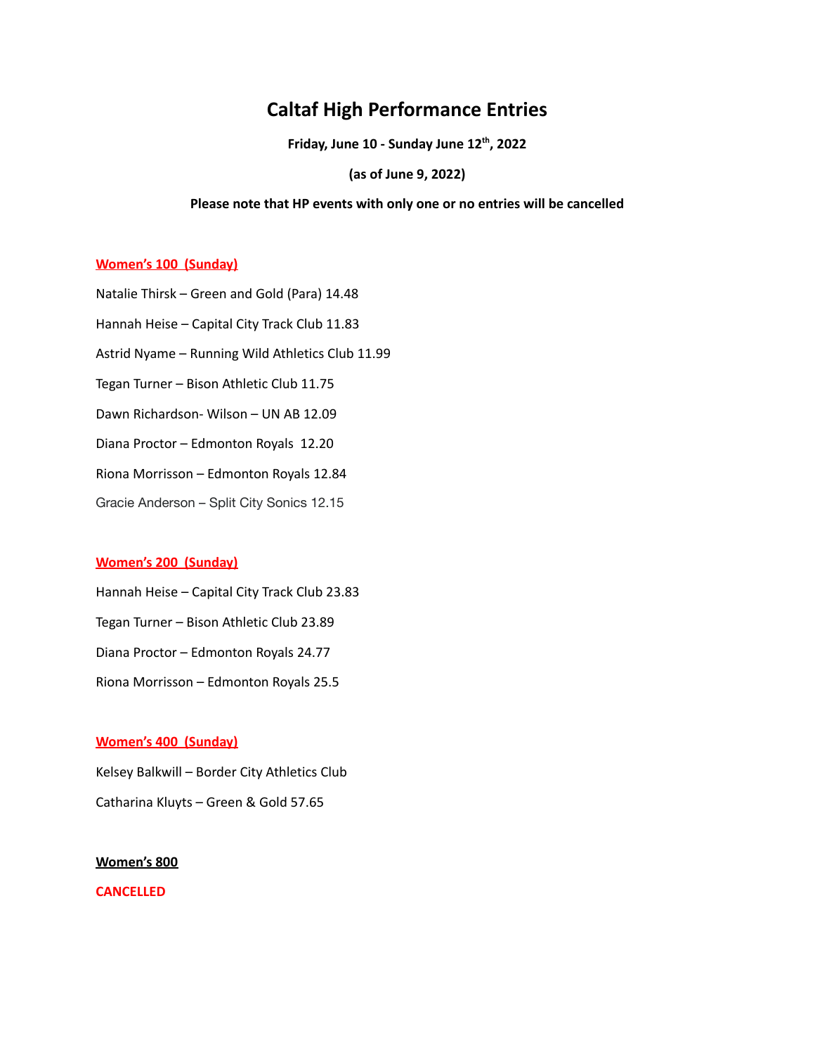# Caltaf High Performance Entries

**Friday, June 10 - Sunday June 12th, 2022**

**(as of June 9, 2022)**

**Please note that HP events with only one or no entries will be cancelled**

**Women's 100 (Sunday)**

Natalie Thirsk – Green and Gold (Para) 14.48

Hannah Heise – Capital City Track Club 11.83

Astrid Nyame – Running Wild Athletics Club 11.99

Tegan Turner – Bison Athletic Club 11.75

Dawn Richardson- Wilson – UN AB 12.09

Diana Proctor – Edmonton Royals 12.20

Riona Morrisson – Edmonton Royals 12.84

Gracie Anderson – Split City Sonics 12.15

**Women's 200 (Sunday)**

Hannah Heise – Capital City Track Club 23.83

Tegan Turner – Bison Athletic Club 23.89

Diana Proctor – Edmonton Royals 24.77

Riona Morrisson – Edmonton Royals 25.5

**Women's 400 (Sunday)**

Kelsey Balkwill – Border City Athletics Club

Catharina Kluyts – Green & Gold 57.65

**Women's 800**

**CANCELLED**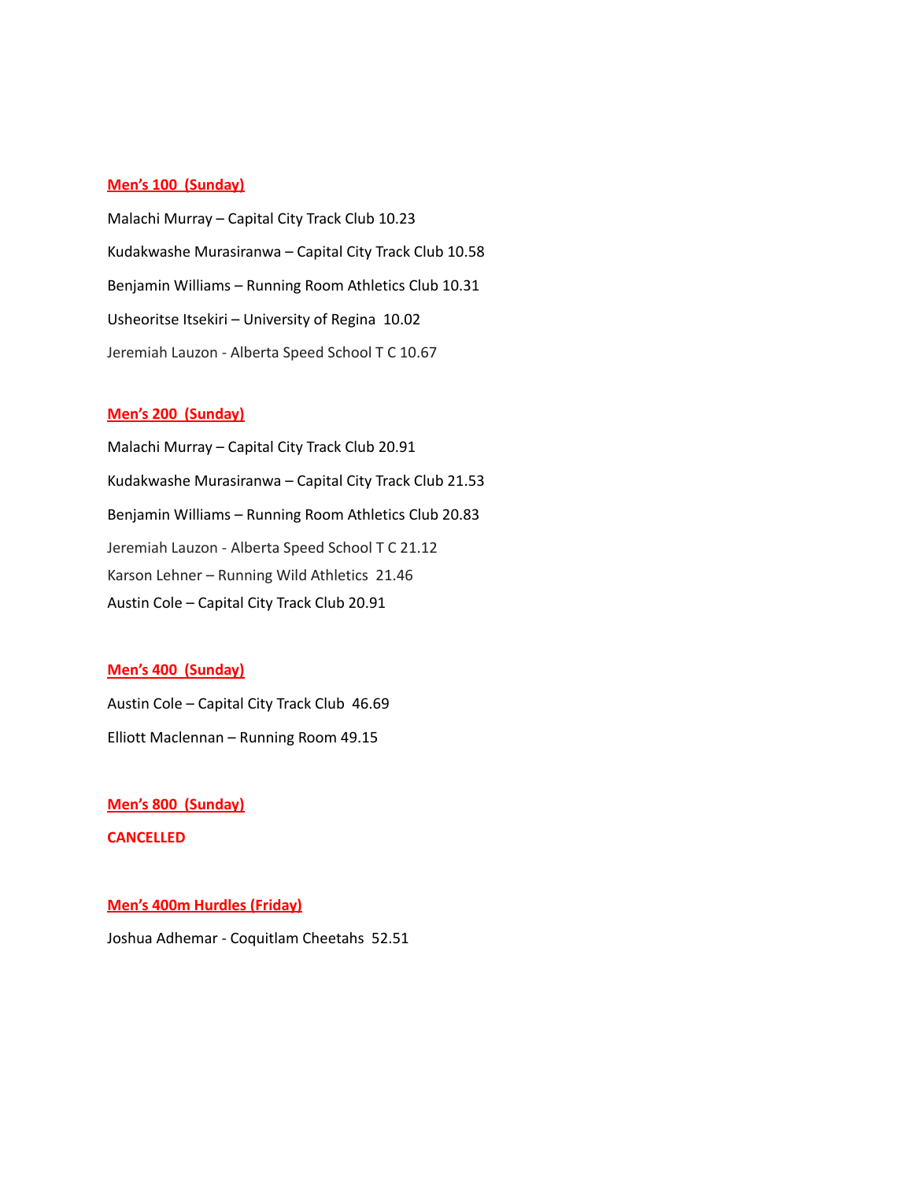**Men's 100 (Sunday)**

Malachi Murray – Capital City Track Club 10.23

Kudakwashe Murasiranwa – Capital City Track Club 10.58

Benjamin Williams – Running Room Athletics Club 10.31

Usheoritse Itsekiri – University of Regina 10.02

Jeremiah Lauzon - Alberta Speed School T C 10.67

**Men's 200 (Sunday)**

Malachi Murray – Capital City Track Club 20.91

Kudakwashe Murasiranwa – Capital City Track Club 21.53

Benjamin Williams – Running Room Athletics Club 20.83

Jeremiah Lauzon - Alberta Speed School T C 21.12

Karson Lehner – Running Wild Athletics 21.46

Austin Cole – Capital City Track Club 20.91

**Men's 400 (Sunday)**

Austin Cole – Capital City Track Club 46.69

Elliott Maclennan – Running Room 49.15

**Men's 800 (Sunday)**

**CANCELLED**

**Men's 400m Hurdles (Friday)**

Joshua Adhemar - Coquitlam Cheetahs 52.51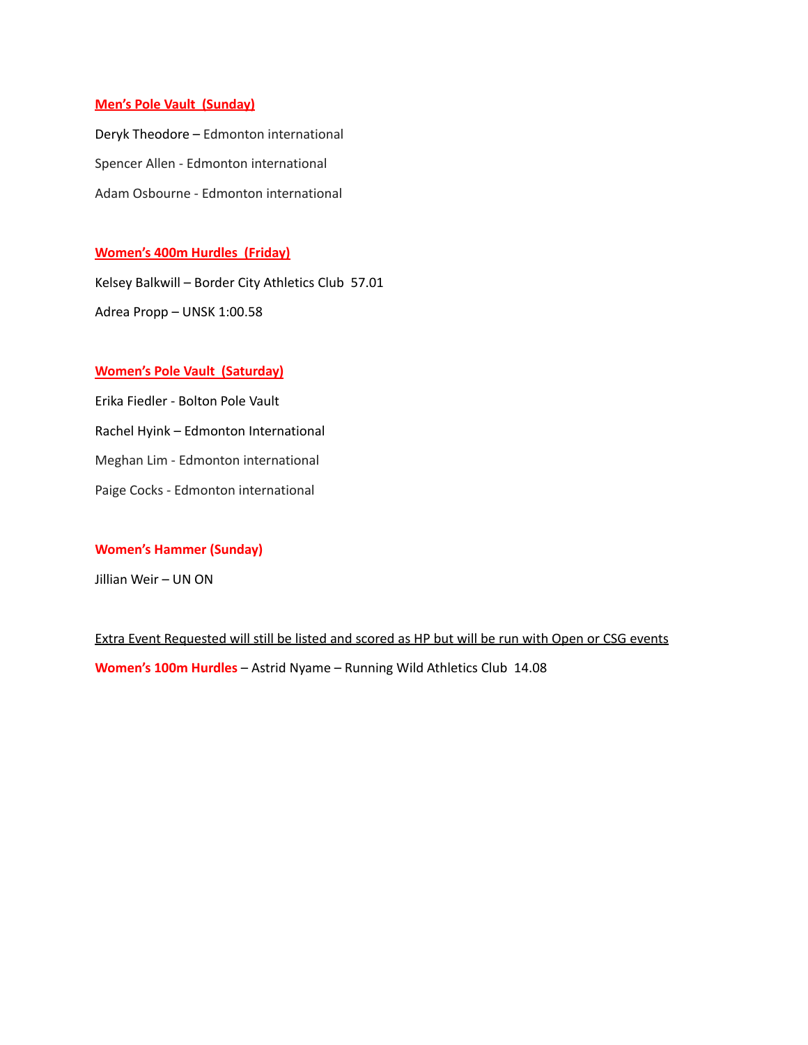**Men's Pole Vault (Sunday)**

Deryk Theodore – Edmonton international

Spencer Allen - Edmonton international

Adam Osbourne - Edmonton international

**Women's 400m Hurdles (Friday)**

Kelsey Balkwill – Border City Athletics Club 57.01

Adrea Propp – UNSK 1:00.58

**Women's Pole Vault (Saturday)**

Erika Fiedler - Bolton Pole Vault

Rachel Hyink – Edmonton International

Meghan Lim - Edmonton international

Paige Cocks - Edmonton international

**Women's Hammer (Sunday)**

Jillian Weir – UN ON

Extra Event Requested will still be listed and scored as HP but will be run with Open or CSG events

**Women's 100m Hurdles** – Astrid Nyame – Running Wild Athletics Club 14.08